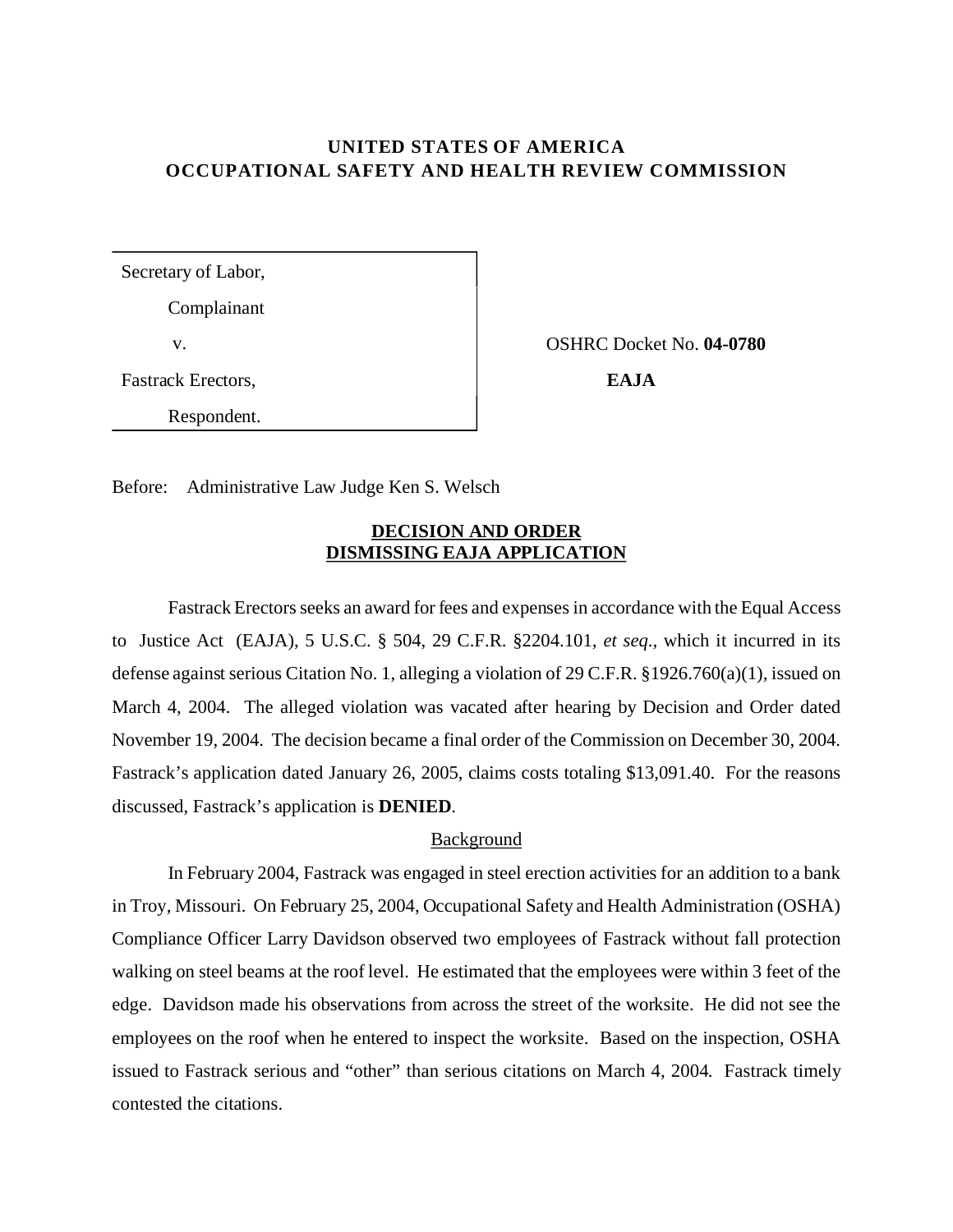**UNITED STATES OF AMERICA**
**OCCUPATIONAL SAFETY AND HEALTH REVIEW COMMISSION**

| | |
|---|---|
| Secretary of Labor,<br>Complainant<br>v.<br>Fastrack Erectors,<br>Respondent. | OSHRC Docket No. **04-0780**<br>**EAJA** |

Before: Administrative Law Judge Ken S. Welsch

**DECISION AND ORDER**
**DISMISSING EAJA APPLICATION**

Fastrack Erectors seeks an award for fees and expenses in accordance with the Equal Access to Justice Act (EAJA), 5 U.S.C. § 504, 29 C.F.R. §2204.101, *et seq*., which it incurred in its defense against serious Citation No. 1, alleging a violation of 29 C.F.R. §1926.760(a)(1), issued on March 4, 2004. The alleged violation was vacated after hearing by Decision and Order dated November 19, 2004. The decision became a final order of the Commission on December 30, 2004. Fastrack's application dated January 26, 2005, claims costs totaling $13,091.40. For the reasons discussed, Fastrack's application is **DENIED**.

Background

In February 2004, Fastrack was engaged in steel erection activities for an addition to a bank in Troy, Missouri. On February 25, 2004, Occupational Safety and Health Administration (OSHA) Compliance Officer Larry Davidson observed two employees of Fastrack without fall protection walking on steel beams at the roof level. He estimated that the employees were within 3 feet of the edge. Davidson made his observations from across the street of the worksite. He did not see the employees on the roof when he entered to inspect the worksite. Based on the inspection, OSHA issued to Fastrack serious and "other" than serious citations on March 4, 2004. Fastrack timely contested the citations.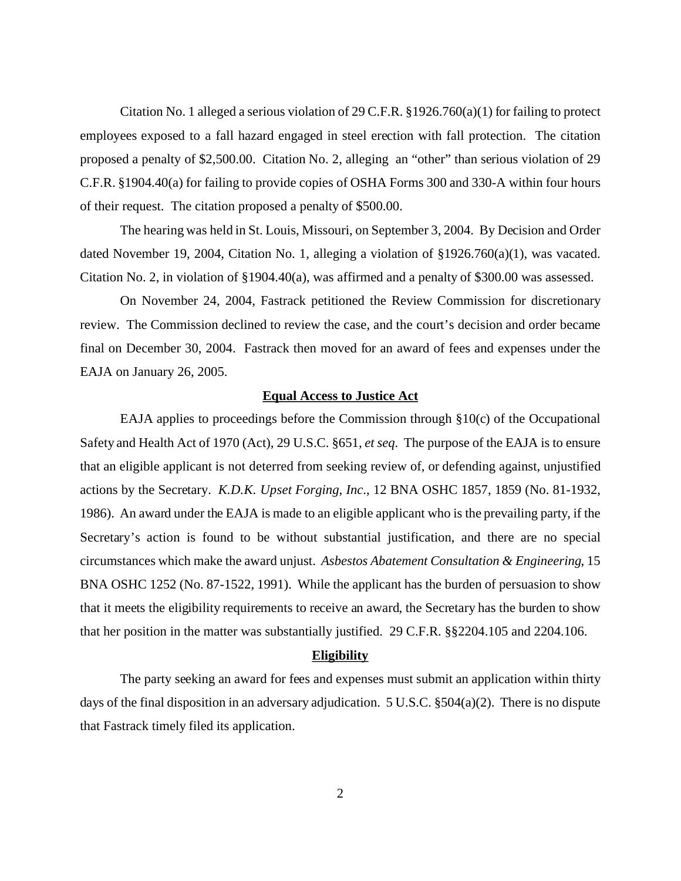Citation No. 1 alleged a serious violation of 29 C.F.R. §1926.760(a)(1) for failing to protect employees exposed to a fall hazard engaged in steel erection with fall protection. The citation proposed a penalty of $2,500.00. Citation No. 2, alleging an "other" than serious violation of 29 C.F.R. §1904.40(a) for failing to provide copies of OSHA Forms 300 and 330-A within four hours of their request. The citation proposed a penalty of $500.00.

The hearing was held in St. Louis, Missouri, on September 3, 2004. By Decision and Order dated November 19, 2004, Citation No. 1, alleging a violation of §1926.760(a)(1), was vacated. Citation No. 2, in violation of §1904.40(a), was affirmed and a penalty of $300.00 was assessed.

On November 24, 2004, Fastrack petitioned the Review Commission for discretionary review. The Commission declined to review the case, and the court's decision and order became final on December 30, 2004. Fastrack then moved for an award of fees and expenses under the EAJA on January 26, 2005.

**Equal Access to Justice Act**

EAJA applies to proceedings before the Commission through §10(c) of the Occupational Safety and Health Act of 1970 (Act), 29 U.S.C. §651, *et seq*. The purpose of the EAJA is to ensure that an eligible applicant is not deterred from seeking review of, or defending against, unjustified actions by the Secretary. *K.D.K. Upset Forging, Inc*., 12 BNA OSHC 1857, 1859 (No. 81-1932, 1986). An award under the EAJA is made to an eligible applicant who is the prevailing party, if the Secretary's action is found to be without substantial justification, and there are no special circumstances which make the award unjust. *Asbestos Abatement Consultation & Engineering*, 15 BNA OSHC 1252 (No. 87-1522, 1991). While the applicant has the burden of persuasion to show that it meets the eligibility requirements to receive an award, the Secretary has the burden to show that her position in the matter was substantially justified. 29 C.F.R. §§2204.105 and 2204.106.

**Eligibility**

The party seeking an award for fees and expenses must submit an application within thirty days of the final disposition in an adversary adjudication. 5 U.S.C. §504(a)(2). There is no dispute that Fastrack timely filed its application.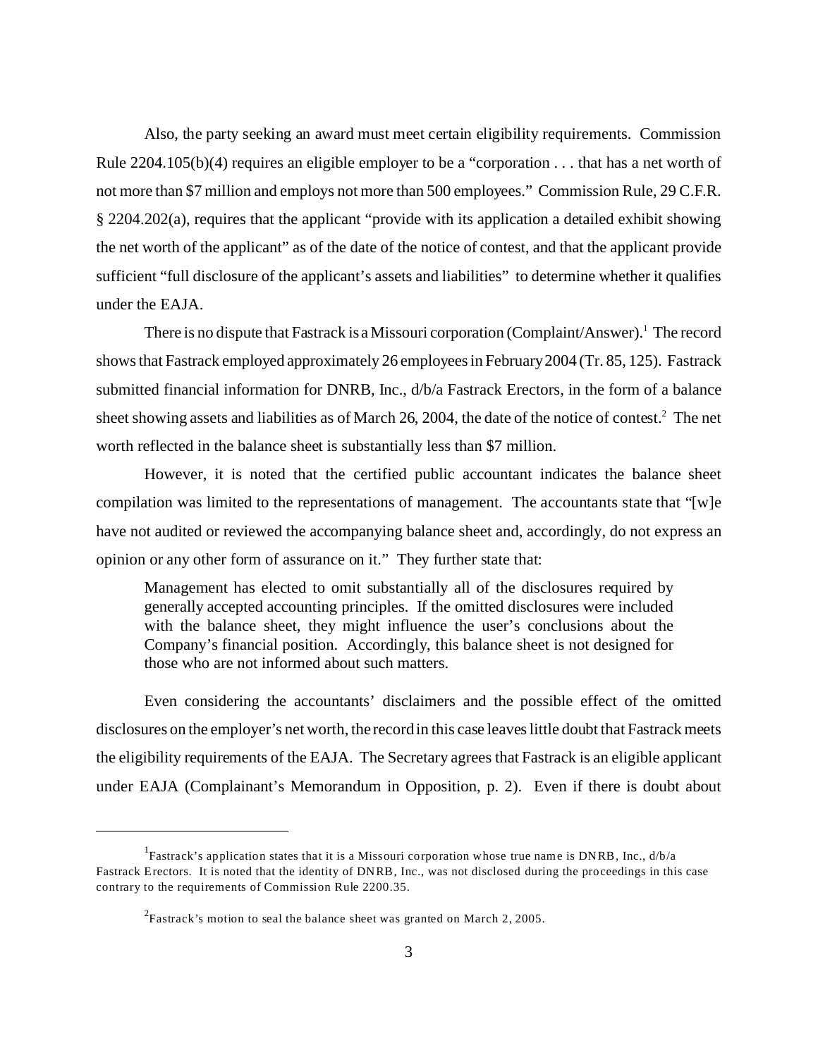Also, the party seeking an award must meet certain eligibility requirements. Commission Rule 2204.105(b)(4) requires an eligible employer to be a "corporation . . . that has a net worth of not more than $7 million and employs not more than 500 employees." Commission Rule, 29 C.F.R. § 2204.202(a), requires that the applicant "provide with its application a detailed exhibit showing the net worth of the applicant" as of the date of the notice of contest, and that the applicant provide sufficient "full disclosure of the applicant's assets and liabilities" to determine whether it qualifies under the EAJA.

There is no dispute that Fastrack is a Missouri corporation (Complaint/Answer).[1] The record shows that Fastrack employed approximately 26 employees in February 2004 (Tr. 85, 125). Fastrack submitted financial information for DNRB, Inc., d/b/a Fastrack Erectors, in the form of a balance sheet showing assets and liabilities as of March 26, 2004, the date of the notice of contest.[2] The net worth reflected in the balance sheet is substantially less than $7 million.

However, it is noted that the certified public accountant indicates the balance sheet compilation was limited to the representations of management. The accountants state that "[w]e have not audited or reviewed the accompanying balance sheet and, accordingly, do not express an opinion or any other form of assurance on it." They further state that:

> Management has elected to omit substantially all of the disclosures required by generally accepted accounting principles. If the omitted disclosures were included with the balance sheet, they might influence the user's conclusions about the Company's financial position. Accordingly, this balance sheet is not designed for those who are not informed about such matters.

Even considering the accountants' disclaimers and the possible effect of the omitted disclosures on the employer's net worth, the record in this case leaves little doubt that Fastrack meets the eligibility requirements of the EAJA. The Secretary agrees that Fastrack is an eligible applicant under EAJA (Complainant's Memorandum in Opposition, p. 2). Even if there is doubt about

---

[1] Fastrack's application states that it is a Missouri corporation whose true name is DNRB, Inc., d/b/a Fastrack Erectors. It is noted that the identity of DNRB, Inc., was not disclosed during the proceedings in this case contrary to the requirements of Commission Rule 2200.35.

[2] Fastrack's motion to seal the balance sheet was granted on March 2, 2005.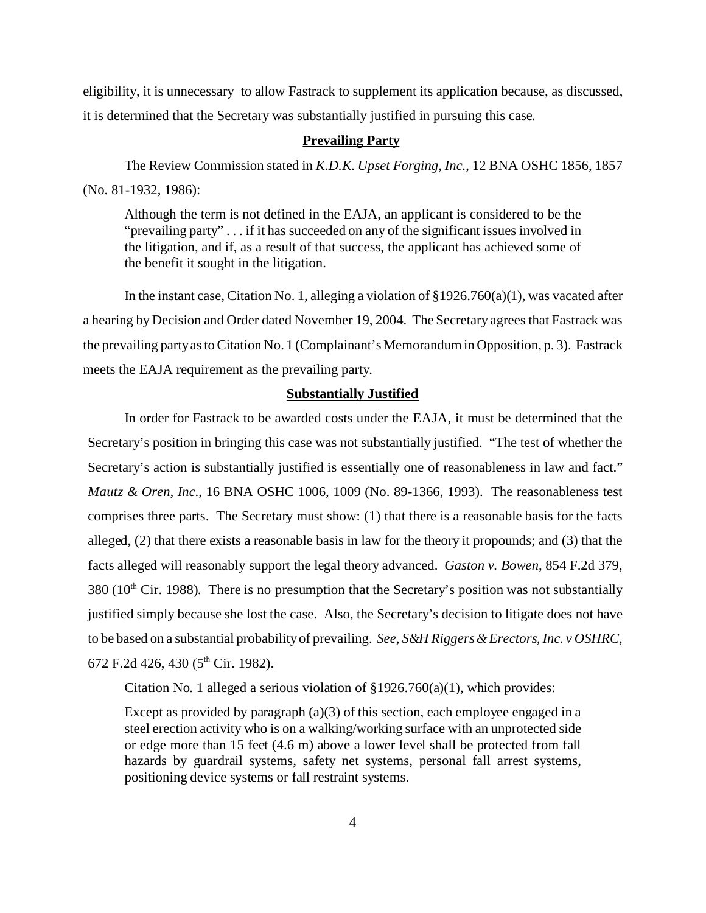eligibility, it is unnecessary to allow Fastrack to supplement its application because, as discussed, it is determined that the Secretary was substantially justified in pursuing this case.

## **Prevailing Party**

The Review Commission stated in *K.D.K. Upset Forging, Inc.*, 12 BNA OSHC 1856, 1857 (No. 81-1932, 1986):

> Although the term is not defined in the EAJA, an applicant is considered to be the "prevailing party" . . . if it has succeeded on any of the significant issues involved in the litigation, and if, as a result of that success, the applicant has achieved some of the benefit it sought in the litigation.

In the instant case, Citation No. 1, alleging a violation of §1926.760(a)(1), was vacated after a hearing by Decision and Order dated November 19, 2004. The Secretary agrees that Fastrack was the prevailing party as to Citation No. 1 (Complainant's Memorandum in Opposition, p. 3). Fastrack meets the EAJA requirement as the prevailing party.

## **Substantially Justified**

In order for Fastrack to be awarded costs under the EAJA, it must be determined that the Secretary's position in bringing this case was not substantially justified. "The test of whether the Secretary's action is substantially justified is essentially one of reasonableness in law and fact." *Mautz & Oren, Inc.*, 16 BNA OSHC 1006, 1009 (No. 89-1366, 1993). The reasonableness test comprises three parts. The Secretary must show: (1) that there is a reasonable basis for the facts alleged, (2) that there exists a reasonable basis in law for the theory it propounds; and (3) that the facts alleged will reasonably support the legal theory advanced. *Gaston v. Bowen*, 854 F.2d 379, 380 (10th Cir. 1988). There is no presumption that the Secretary's position was not substantially justified simply because she lost the case. Also, the Secretary's decision to litigate does not have to be based on a substantial probability of prevailing. *See, S&H Riggers & Erectors, Inc. v OSHRC*, 672 F.2d 426, 430 (5th Cir. 1982).

Citation No. 1 alleged a serious violation of §1926.760(a)(1), which provides:

> Except as provided by paragraph (a)(3) of this section, each employee engaged in a steel erection activity who is on a walking/working surface with an unprotected side or edge more than 15 feet (4.6 m) above a lower level shall be protected from fall hazards by guardrail systems, safety net systems, personal fall arrest systems, positioning device systems or fall restraint systems.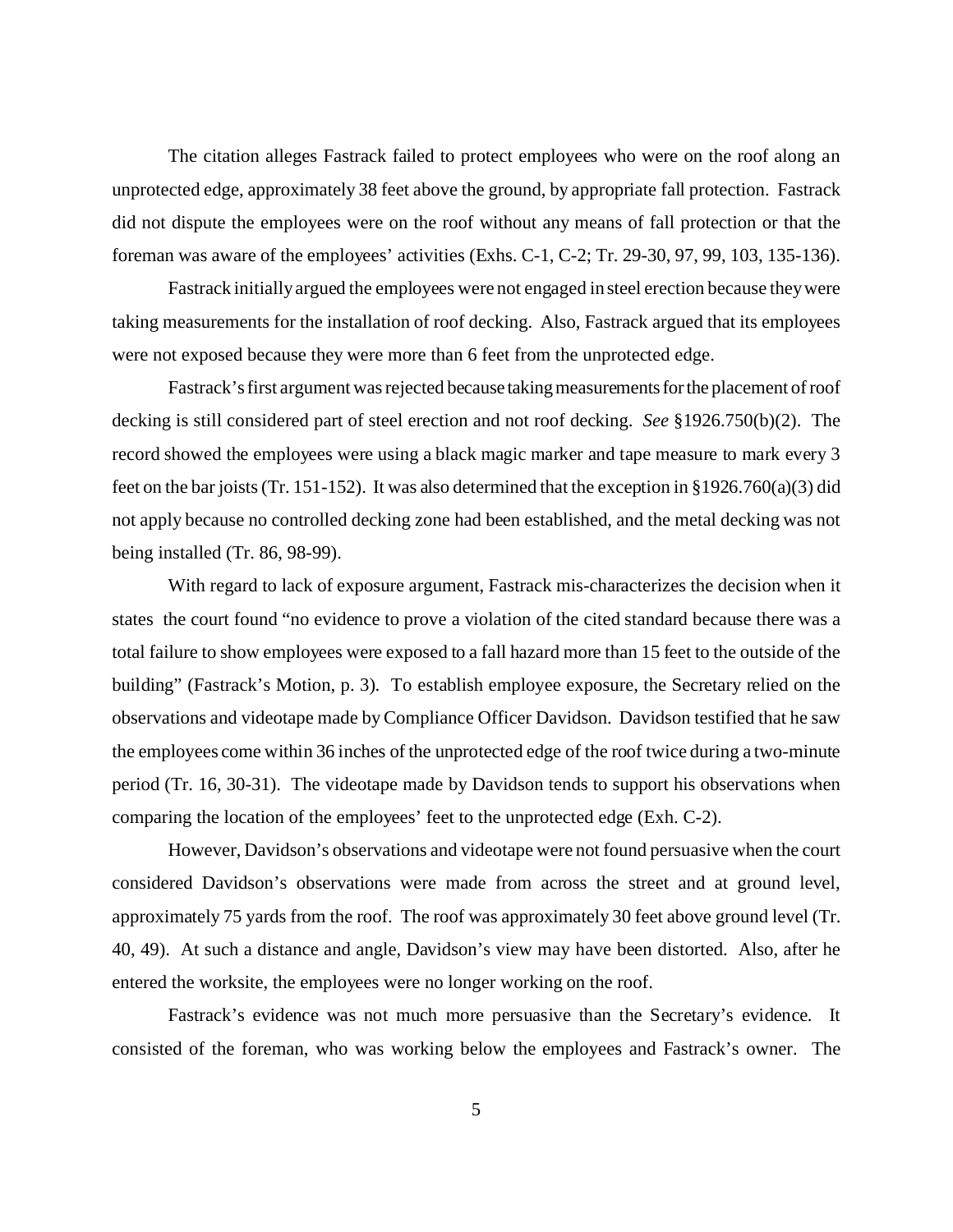The citation alleges Fastrack failed to protect employees who were on the roof along an unprotected edge, approximately 38 feet above the ground, by appropriate fall protection. Fastrack did not dispute the employees were on the roof without any means of fall protection or that the foreman was aware of the employees' activities (Exhs. C-1, C-2; Tr. 29-30, 97, 99, 103, 135-136).

Fastrack initially argued the employees were not engaged in steel erection because they were taking measurements for the installation of roof decking. Also, Fastrack argued that its employees were not exposed because they were more than 6 feet from the unprotected edge.

Fastrack's first argument was rejected because taking measurements for the placement of roof decking is still considered part of steel erection and not roof decking. *See* §1926.750(b)(2). The record showed the employees were using a black magic marker and tape measure to mark every 3 feet on the bar joists (Tr. 151-152). It was also determined that the exception in §1926.760(a)(3) did not apply because no controlled decking zone had been established, and the metal decking was not being installed (Tr. 86, 98-99).

With regard to lack of exposure argument, Fastrack mis-characterizes the decision when it states the court found "no evidence to prove a violation of the cited standard because there was a total failure to show employees were exposed to a fall hazard more than 15 feet to the outside of the building" (Fastrack's Motion, p. 3). To establish employee exposure, the Secretary relied on the observations and videotape made by Compliance Officer Davidson. Davidson testified that he saw the employees come within 36 inches of the unprotected edge of the roof twice during a two-minute period (Tr. 16, 30-31). The videotape made by Davidson tends to support his observations when comparing the location of the employees' feet to the unprotected edge (Exh. C-2).

However, Davidson's observations and videotape were not found persuasive when the court considered Davidson's observations were made from across the street and at ground level, approximately 75 yards from the roof. The roof was approximately 30 feet above ground level (Tr. 40, 49). At such a distance and angle, Davidson's view may have been distorted. Also, after he entered the worksite, the employees were no longer working on the roof.

Fastrack's evidence was not much more persuasive than the Secretary's evidence. It consisted of the foreman, who was working below the employees and Fastrack's owner. The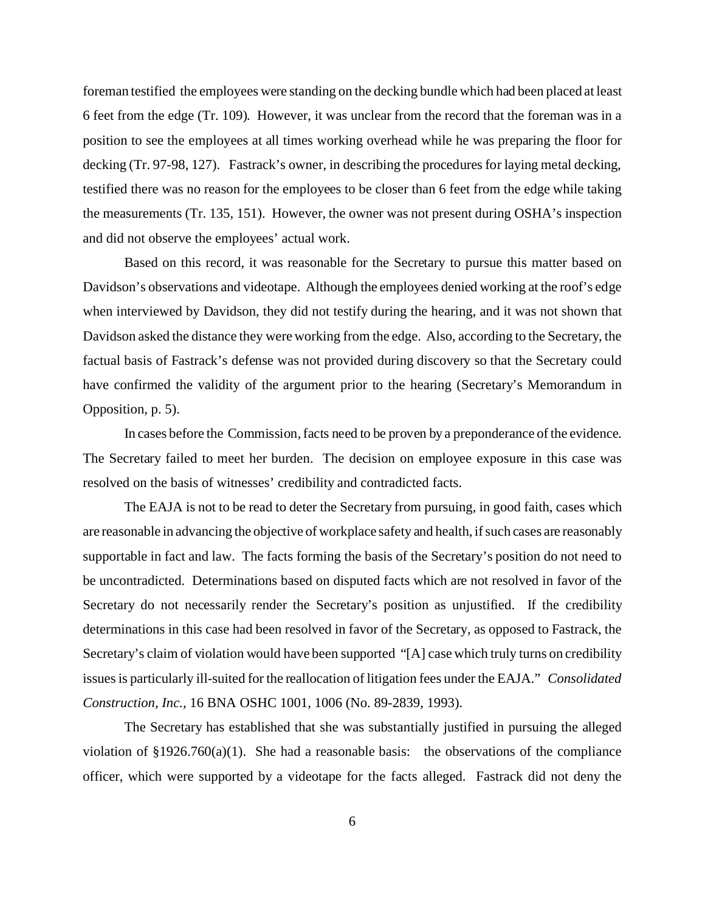foreman testified the employees were standing on the decking bundle which had been placed at least 6 feet from the edge (Tr. 109). However, it was unclear from the record that the foreman was in a position to see the employees at all times working overhead while he was preparing the floor for decking (Tr. 97-98, 127). Fastrack's owner, in describing the procedures for laying metal decking, testified there was no reason for the employees to be closer than 6 feet from the edge while taking the measurements (Tr. 135, 151). However, the owner was not present during OSHA's inspection and did not observe the employees' actual work.

Based on this record, it was reasonable for the Secretary to pursue this matter based on Davidson's observations and videotape. Although the employees denied working at the roof's edge when interviewed by Davidson, they did not testify during the hearing, and it was not shown that Davidson asked the distance they were working from the edge. Also, according to the Secretary, the factual basis of Fastrack's defense was not provided during discovery so that the Secretary could have confirmed the validity of the argument prior to the hearing (Secretary's Memorandum in Opposition, p. 5).

In cases before the Commission, facts need to be proven by a preponderance of the evidence. The Secretary failed to meet her burden. The decision on employee exposure in this case was resolved on the basis of witnesses' credibility and contradicted facts.

The EAJA is not to be read to deter the Secretary from pursuing, in good faith, cases which are reasonable in advancing the objective of workplace safety and health, if such cases are reasonably supportable in fact and law. The facts forming the basis of the Secretary's position do not need to be uncontradicted. Determinations based on disputed facts which are not resolved in favor of the Secretary do not necessarily render the Secretary's position as unjustified. If the credibility determinations in this case had been resolved in favor of the Secretary, as opposed to Fastrack, the Secretary's claim of violation would have been supported "[A] case which truly turns on credibility issues is particularly ill-suited for the reallocation of litigation fees under the EAJA." *Consolidated Construction, Inc.,* 16 BNA OSHC 1001, 1006 (No. 89-2839, 1993).

The Secretary has established that she was substantially justified in pursuing the alleged violation of §1926.760(a)(1). She had a reasonable basis: the observations of the compliance officer, which were supported by a videotape for the facts alleged. Fastrack did not deny the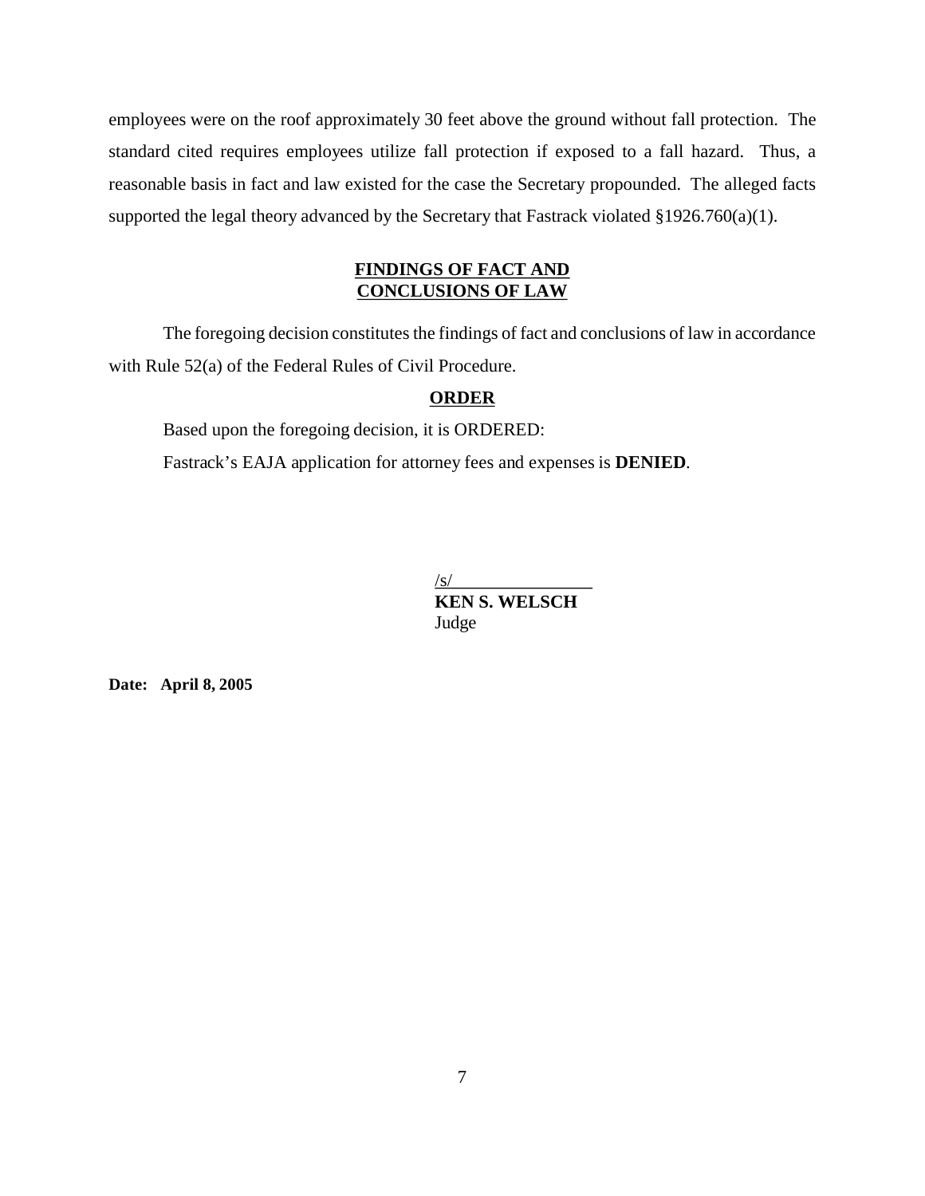employees were on the roof approximately 30 feet above the ground without fall protection. The standard cited requires employees utilize fall protection if exposed to a fall hazard. Thus, a reasonable basis in fact and law existed for the case the Secretary propounded. The alleged facts supported the legal theory advanced by the Secretary that Fastrack violated §1926.760(a)(1).

## FINDINGS OF FACT AND CONCLUSIONS OF LAW

The foregoing decision constitutes the findings of fact and conclusions of law in accordance with Rule 52(a) of the Federal Rules of Civil Procedure.

## ORDER

Based upon the foregoing decision, it is ORDERED:

Fastrack's EAJA application for attorney fees and expenses is **DENIED**.

/s/
**KEN S. WELSCH**
Judge

**Date: April 8, 2005**